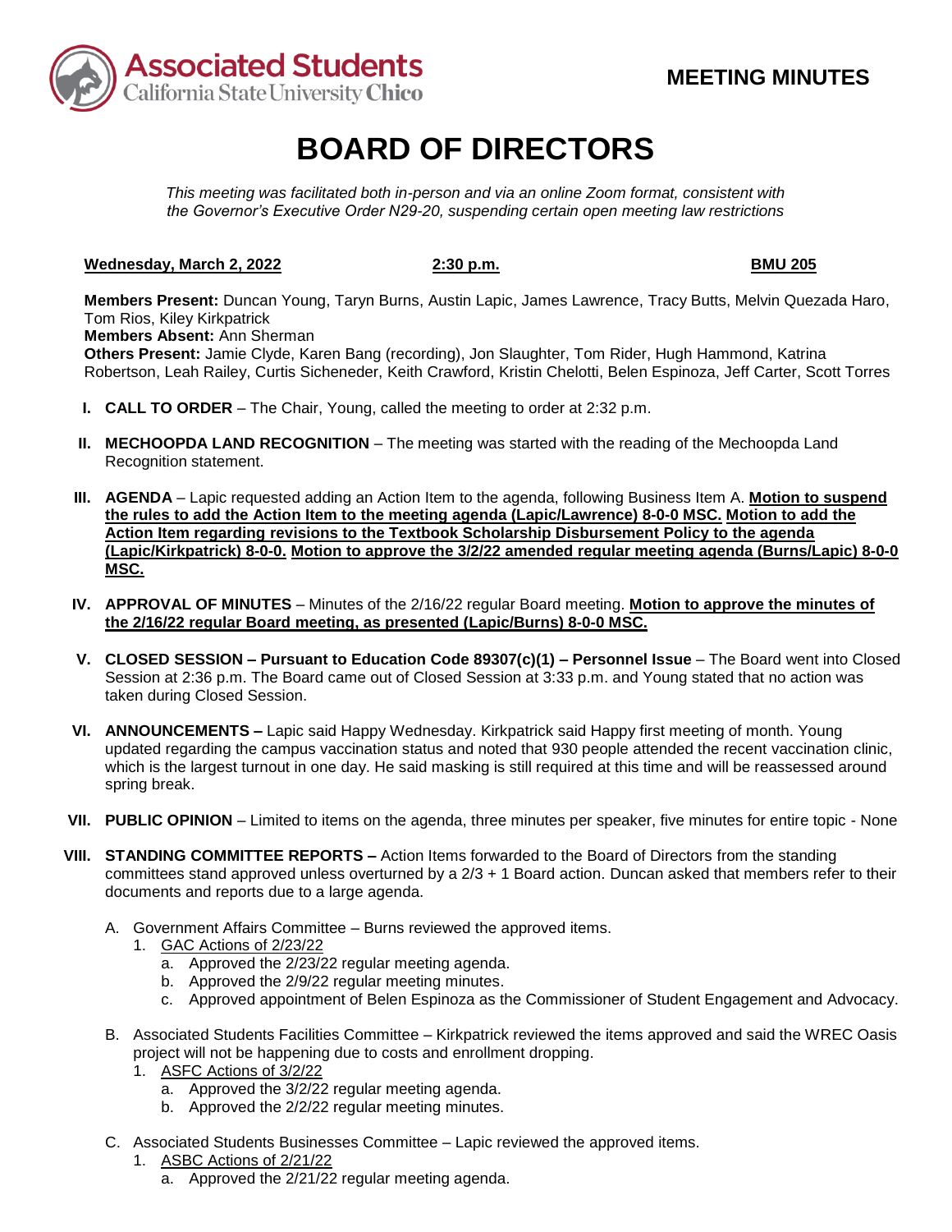**Associated Students**
California State University Chico

**MEETING MINUTES**

# BOARD OF DIRECTORS

*This meeting was facilitated both in-person and via an online Zoom format, consistent with the Governor's Executive Order N29-20, suspending certain open meeting law restrictions*

**Wednesday, March 2, 2022** **2:30 p.m.** **BMU 205**

**Members Present:** Duncan Young, Taryn Burns, Austin Lapic, James Lawrence, Tracy Butts, Melvin Quezada Haro, Tom Rios, Kiley Kirkpatrick
**Members Absent:** Ann Sherman
**Others Present:** Jamie Clyde, Karen Bang (recording), Jon Slaughter, Tom Rider, Hugh Hammond, Katrina Robertson, Leah Railey, Curtis Sicheneder, Keith Crawford, Kristin Chelotti, Belen Espinoza, Jeff Carter, Scott Torres

I. **CALL TO ORDER** – The Chair, Young, called the meeting to order at 2:32 p.m.

II. **MECHOOPDA LAND RECOGNITION** – The meeting was started with the reading of the Mechoopda Land Recognition statement.

III. **AGENDA** – Lapic requested adding an Action Item to the agenda, following Business Item A. **Motion to suspend the rules to add the Action Item to the meeting agenda (Lapic/Lawrence) 8-0-0 MSC. Motion to add the Action Item regarding revisions to the Textbook Scholarship Disbursement Policy to the agenda (Lapic/Kirkpatrick) 8-0-0. Motion to approve the 3/2/22 amended regular meeting agenda (Burns/Lapic) 8-0-0 MSC.**

IV. **APPROVAL OF MINUTES** – Minutes of the 2/16/22 regular Board meeting. **Motion to approve the minutes of the 2/16/22 regular Board meeting, as presented (Lapic/Burns) 8-0-0 MSC.**

V. **CLOSED SESSION – Pursuant to Education Code 89307(c)(1) – Personnel Issue** – The Board went into Closed Session at 2:36 p.m. The Board came out of Closed Session at 3:33 p.m. and Young stated that no action was taken during Closed Session.

VI. **ANNOUNCEMENTS –** Lapic said Happy Wednesday. Kirkpatrick said Happy first meeting of month. Young updated regarding the campus vaccination status and noted that 930 people attended the recent vaccination clinic, which is the largest turnout in one day. He said masking is still required at this time and will be reassessed around spring break.

VII. **PUBLIC OPINION** – Limited to items on the agenda, three minutes per speaker, five minutes for entire topic - None

VIII. **STANDING COMMITTEE REPORTS –** Action Items forwarded to the Board of Directors from the standing committees stand approved unless overturned by a 2/3 + 1 Board action. Duncan asked that members refer to their documents and reports due to a large agenda.

   A. Government Affairs Committee – Burns reviewed the approved items.
      1. GAC Actions of 2/23/22
         a. Approved the 2/23/22 regular meeting agenda.
         b. Approved the 2/9/22 regular meeting minutes.
         c. Approved appointment of Belen Espinoza as the Commissioner of Student Engagement and Advocacy.

   B. Associated Students Facilities Committee – Kirkpatrick reviewed the items approved and said the WREC Oasis project will not be happening due to costs and enrollment dropping.
      1. ASFC Actions of 3/2/22
         a. Approved the 3/2/22 regular meeting agenda.
         b. Approved the 2/2/22 regular meeting minutes.

   C. Associated Students Businesses Committee – Lapic reviewed the approved items.
      1. ASBC Actions of 2/21/22
         a. Approved the 2/21/22 regular meeting agenda.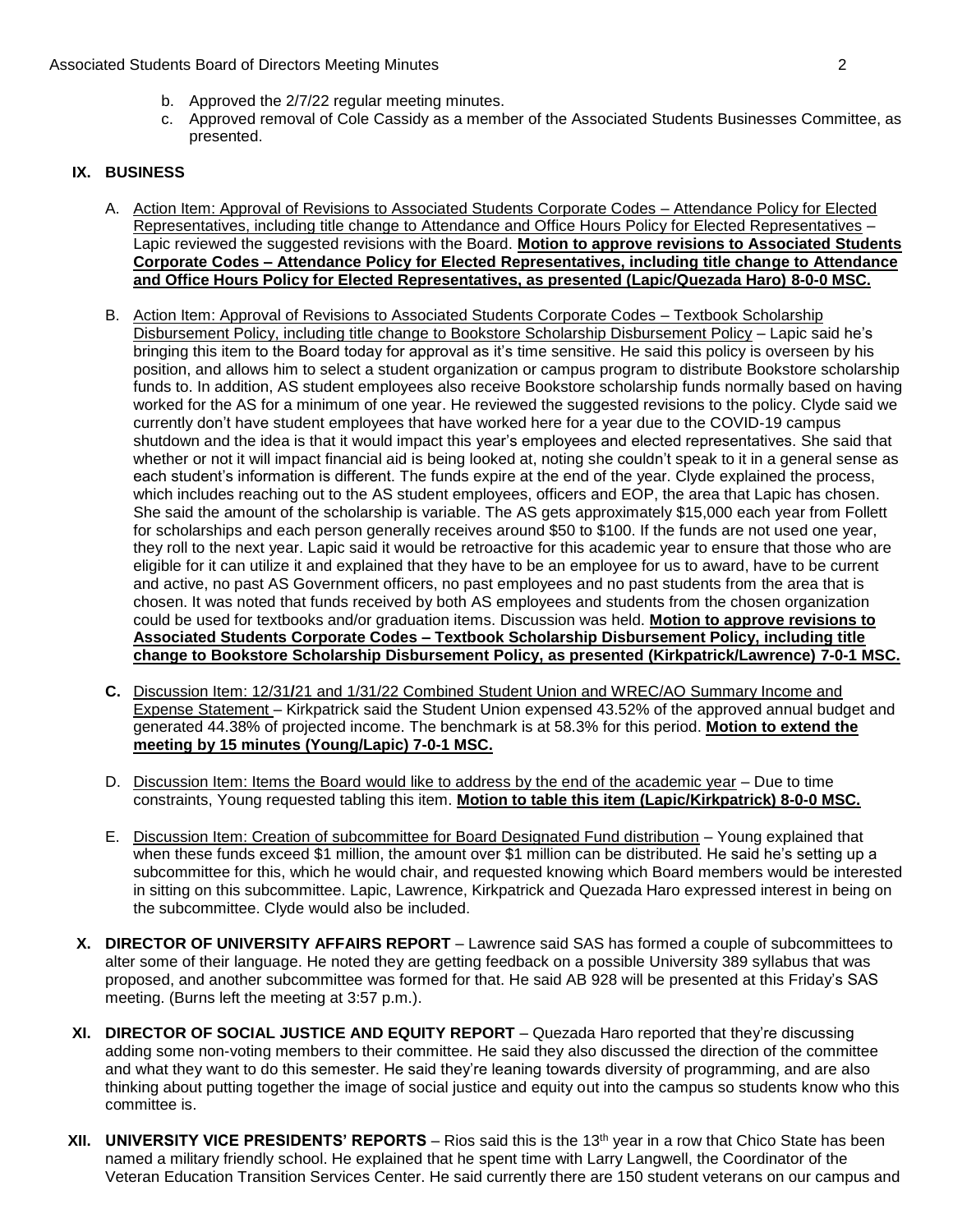b. Approved the 2/7/22 regular meeting minutes.
c. Approved removal of Cole Cassidy as a member of the Associated Students Businesses Committee, as presented.

## IX. BUSINESS

A. Action Item: Approval of Revisions to Associated Students Corporate Codes – Attendance Policy for Elected Representatives, including title change to Attendance and Office Hours Policy for Elected Representatives – Lapic reviewed the suggested revisions with the Board. **Motion to approve revisions to Associated Students Corporate Codes – Attendance Policy for Elected Representatives, including title change to Attendance and Office Hours Policy for Elected Representatives, as presented (Lapic/Quezada Haro) 8-0-0 MSC.**

B. Action Item: Approval of Revisions to Associated Students Corporate Codes – Textbook Scholarship Disbursement Policy, including title change to Bookstore Scholarship Disbursement Policy – Lapic said he's bringing this item to the Board today for approval as it's time sensitive. He said this policy is overseen by his position, and allows him to select a student organization or campus program to distribute Bookstore scholarship funds to. In addition, AS student employees also receive Bookstore scholarship funds normally based on having worked for the AS for a minimum of one year. He reviewed the suggested revisions to the policy. Clyde said we currently don't have student employees that have worked here for a year due to the COVID-19 campus shutdown and the idea is that it would impact this year's employees and elected representatives. She said that whether or not it will impact financial aid is being looked at, noting she couldn't speak to it in a general sense as each student's information is different. The funds expire at the end of the year. Clyde explained the process, which includes reaching out to the AS student employees, officers and EOP, the area that Lapic has chosen. She said the amount of the scholarship is variable. The AS gets approximately $15,000 each year from Follett for scholarships and each person generally receives around $50 to $100. If the funds are not used one year, they roll to the next year. Lapic said it would be retroactive for this academic year to ensure that those who are eligible for it can utilize it and explained that they have to be an employee for us to award, have to be current and active, no past AS Government officers, no past employees and no past students from the area that is chosen. It was noted that funds received by both AS employees and students from the chosen organization could be used for textbooks and/or graduation items. Discussion was held. **Motion to approve revisions to Associated Students Corporate Codes – Textbook Scholarship Disbursement Policy, including title change to Bookstore Scholarship Disbursement Policy, as presented (Kirkpatrick/Lawrence) 7-0-1 MSC.**

C. Discussion Item: 12/31/21 and 1/31/22 Combined Student Union and WREC/AO Summary Income and Expense Statement – Kirkpatrick said the Student Union expensed 43.52% of the approved annual budget and generated 44.38% of projected income. The benchmark is at 58.3% for this period. **Motion to extend the meeting by 15 minutes (Young/Lapic) 7-0-1 MSC.**

D. Discussion Item: Items the Board would like to address by the end of the academic year – Due to time constraints, Young requested tabling this item. **Motion to table this item (Lapic/Kirkpatrick) 8-0-0 MSC.**

E. Discussion Item: Creation of subcommittee for Board Designated Fund distribution – Young explained that when these funds exceed $1 million, the amount over $1 million can be distributed. He said he's setting up a subcommittee for this, which he would chair, and requested knowing which Board members would be interested in sitting on this subcommittee. Lapic, Lawrence, Kirkpatrick and Quezada Haro expressed interest in being on the subcommittee. Clyde would also be included.

## X. DIRECTOR OF UNIVERSITY AFFAIRS REPORT

Lawrence said SAS has formed a couple of subcommittees to alter some of their language. He noted they are getting feedback on a possible University 389 syllabus that was proposed, and another subcommittee was formed for that. He said AB 928 will be presented at this Friday's SAS meeting. (Burns left the meeting at 3:57 p.m.).

## XI. DIRECTOR OF SOCIAL JUSTICE AND EQUITY REPORT

Quezada Haro reported that they're discussing adding some non-voting members to their committee. He said they also discussed the direction of the committee and what they want to do this semester. He said they're leaning towards diversity of programming, and are also thinking about putting together the image of social justice and equity out into the campus so students know who this committee is.

## XII. UNIVERSITY VICE PRESIDENTS' REPORTS

Rios said this is the 13th year in a row that Chico State has been named a military friendly school. He explained that he spent time with Larry Langwell, the Coordinator of the Veteran Education Transition Services Center. He said currently there are 150 student veterans on our campus and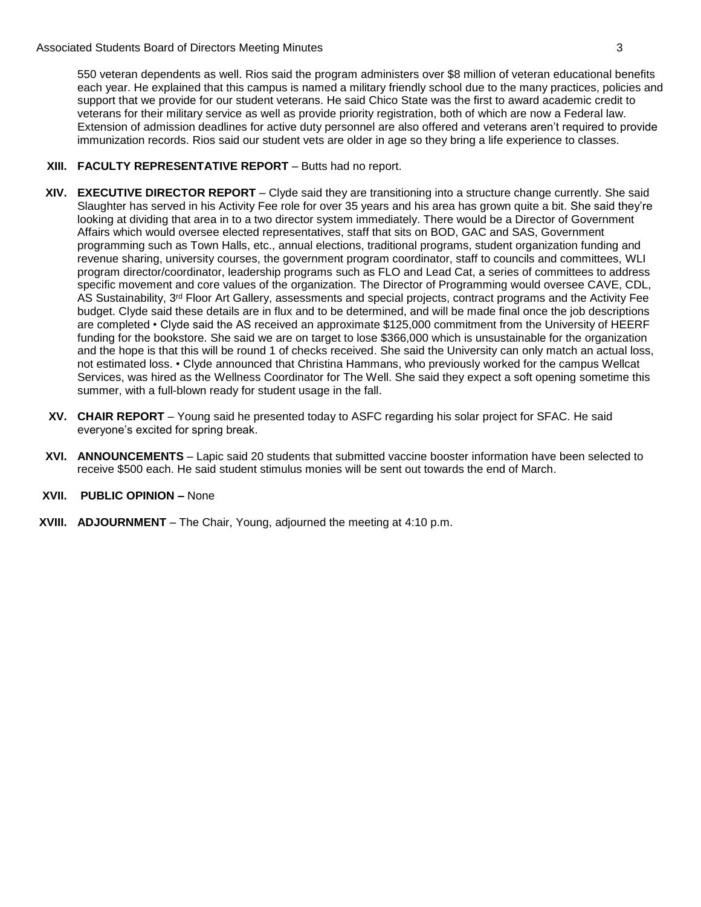550 veteran dependents as well. Rios said the program administers over $8 million of veteran educational benefits each year. He explained that this campus is named a military friendly school due to the many practices, policies and support that we provide for our student veterans. He said Chico State was the first to award academic credit to veterans for their military service as well as provide priority registration, both of which are now a Federal law. Extension of admission deadlines for active duty personnel are also offered and veterans aren't required to provide immunization records. Rios said our student vets are older in age so they bring a life experience to classes.

**XIII. FACULTY REPRESENTATIVE REPORT** – Butts had no report.

**XIV. EXECUTIVE DIRECTOR REPORT** – Clyde said they are transitioning into a structure change currently. She said Slaughter has served in his Activity Fee role for over 35 years and his area has grown quite a bit. She said they're looking at dividing that area in to a two director system immediately. There would be a Director of Government Affairs which would oversee elected representatives, staff that sits on BOD, GAC and SAS, Government programming such as Town Halls, etc., annual elections, traditional programs, student organization funding and revenue sharing, university courses, the government program coordinator, staff to councils and committees, WLI program director/coordinator, leadership programs such as FLO and Lead Cat, a series of committees to address specific movement and core values of the organization. The Director of Programming would oversee CAVE, CDL, AS Sustainability, 3rd Floor Art Gallery, assessments and special projects, contract programs and the Activity Fee budget. Clyde said these details are in flux and to be determined, and will be made final once the job descriptions are completed • Clyde said the AS received an approximate $125,000 commitment from the University of HEERF funding for the bookstore. She said we are on target to lose $366,000 which is unsustainable for the organization and the hope is that this will be round 1 of checks received. She said the University can only match an actual loss, not estimated loss. • Clyde announced that Christina Hammans, who previously worked for the campus Wellcat Services, was hired as the Wellness Coordinator for The Well. She said they expect a soft opening sometime this summer, with a full-blown ready for student usage in the fall.

**XV. CHAIR REPORT** – Young said he presented today to ASFC regarding his solar project for SFAC. He said everyone's excited for spring break.

**XVI. ANNOUNCEMENTS** – Lapic said 20 students that submitted vaccine booster information have been selected to receive $500 each. He said student stimulus monies will be sent out towards the end of March.

**XVII. PUBLIC OPINION –** None

**XVIII. ADJOURNMENT** – The Chair, Young, adjourned the meeting at 4:10 p.m.